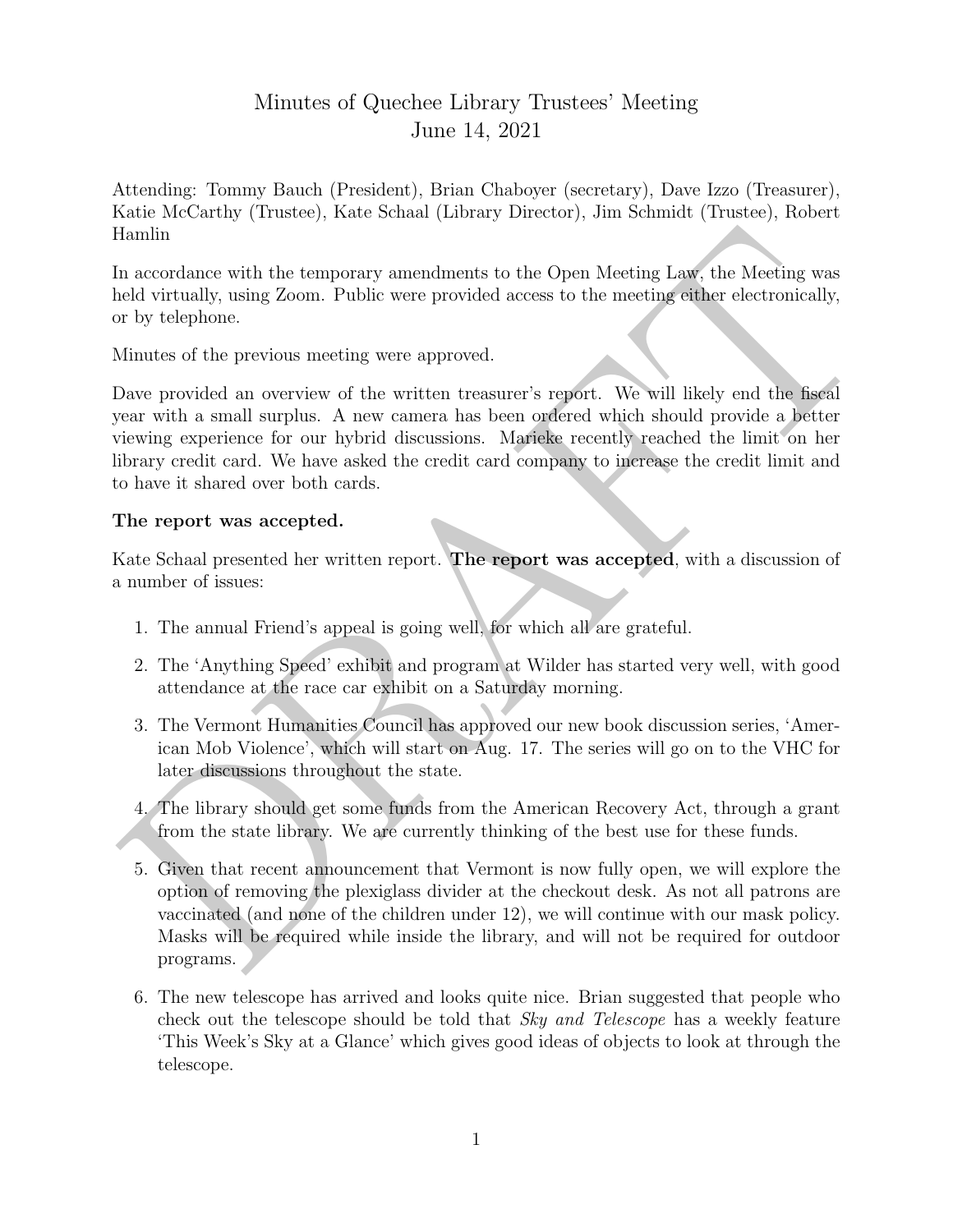# Minutes of Quechee Library Trustees' Meeting
June 14, 2021

Attending: Tommy Bauch (President), Brian Chaboyer (secretary), Dave Izzo (Treasurer), Katie McCarthy (Trustee), Kate Schaal (Library Director), Jim Schmidt (Trustee), Robert Hamlin

In accordance with the temporary amendments to the Open Meeting Law, the Meeting was held virtually, using Zoom. Public were provided access to the meeting either electronically, or by telephone.

Minutes of the previous meeting were approved.

Dave provided an overview of the written treasurer's report. We will likely end the fiscal year with a small surplus. A new camera has been ordered which should provide a better viewing experience for our hybrid discussions. Marieke recently reached the limit on her library credit card. We have asked the credit card company to increase the credit limit and to have it shared over both cards.

**The report was accepted.**

Kate Schaal presented her written report. **The report was accepted**, with a discussion of a number of issues:

1. The annual Friend's appeal is going well, for which all are grateful.
2. The 'Anything Speed' exhibit and program at Wilder has started very well, with good attendance at the race car exhibit on a Saturday morning.
3. The Vermont Humanities Council has approved our new book discussion series, 'American Mob Violence', which will start on Aug. 17. The series will go on to the VHC for later discussions throughout the state.
4. The library should get some funds from the American Recovery Act, through a grant from the state library. We are currently thinking of the best use for these funds.
5. Given that recent announcement that Vermont is now fully open, we will explore the option of removing the plexiglass divider at the checkout desk. As not all patrons are vaccinated (and none of the children under 12), we will continue with our mask policy. Masks will be required while inside the library, and will not be required for outdoor programs.
6. The new telescope has arrived and looks quite nice. Brian suggested that people who check out the telescope should be told that *Sky and Telescope* has a weekly feature 'This Week's Sky at a Glance' which gives good ideas of objects to look at through the telescope.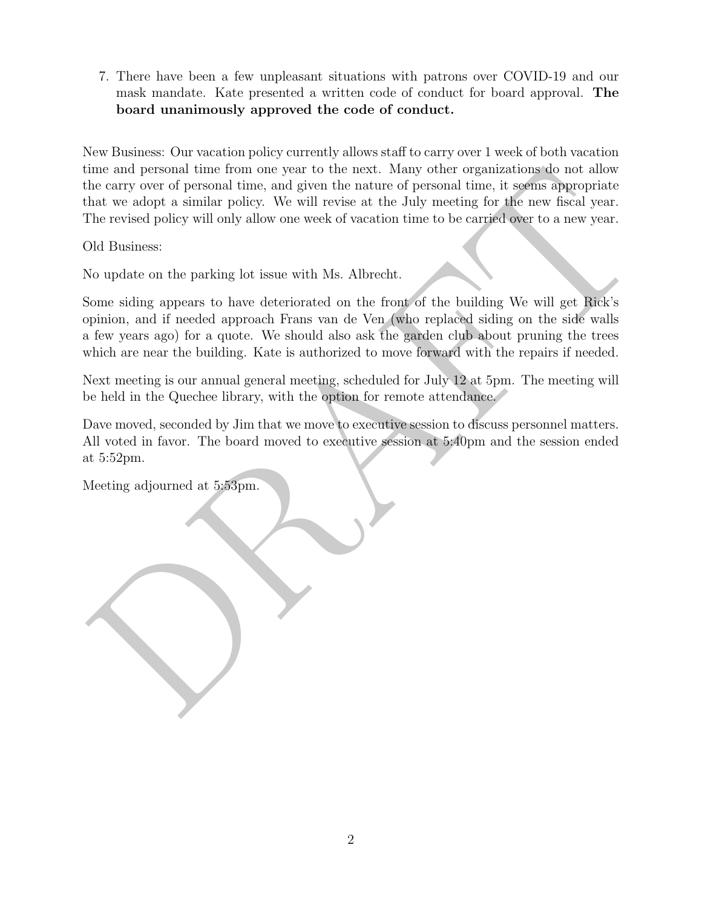7. There have been a few unpleasant situations with patrons over COVID-19 and our mask mandate. Kate presented a written code of conduct for board approval. **The board unanimously approved the code of conduct.**

New Business: Our vacation policy currently allows staff to carry over 1 week of both vacation time and personal time from one year to the next. Many other organizations do not allow the carry over of personal time, and given the nature of personal time, it seems appropriate that we adopt a similar policy. We will revise at the July meeting for the new fiscal year. The revised policy will only allow one week of vacation time to be carried over to a new year.

Old Business:

No update on the parking lot issue with Ms. Albrecht.

Some siding appears to have deteriorated on the front of the building We will get Rick's opinion, and if needed approach Frans van de Ven (who replaced siding on the side walls a few years ago) for a quote. We should also ask the garden club about pruning the trees which are near the building. Kate is authorized to move forward with the repairs if needed.

Next meeting is our annual general meeting, scheduled for July 12 at 5pm. The meeting will be held in the Quechee library, with the option for remote attendance.

Dave moved, seconded by Jim that we move to executive session to discuss personnel matters. All voted in favor. The board moved to executive session at 5:40pm and the session ended at 5:52pm.

Meeting adjourned at 5:53pm.